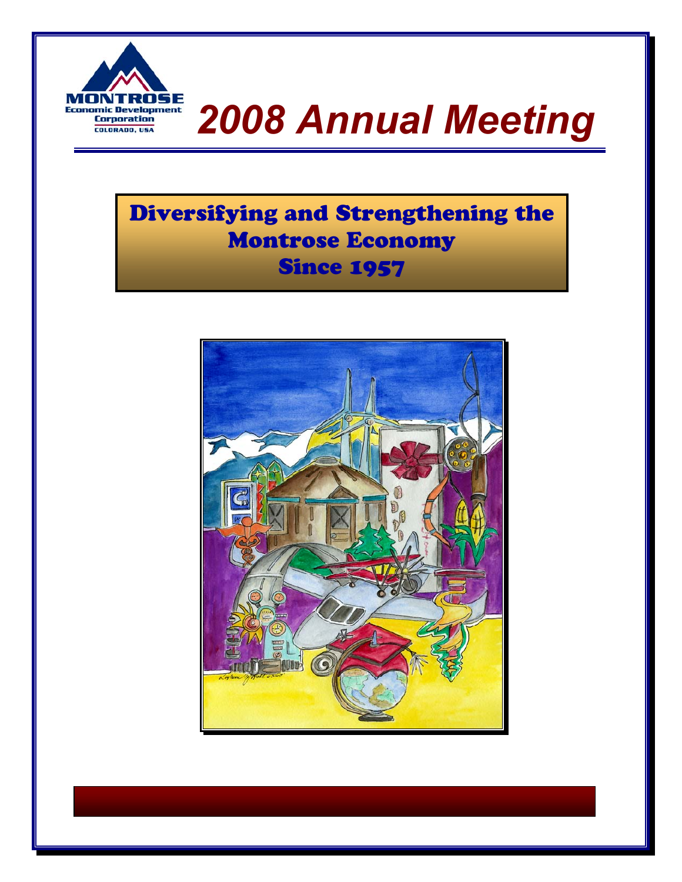MONTROSE
Economic Development
Corporation
COLORADO, USA

# *2008 Annual Meeting*

## Diversifying and Strengthening the Montrose Economy Since 1957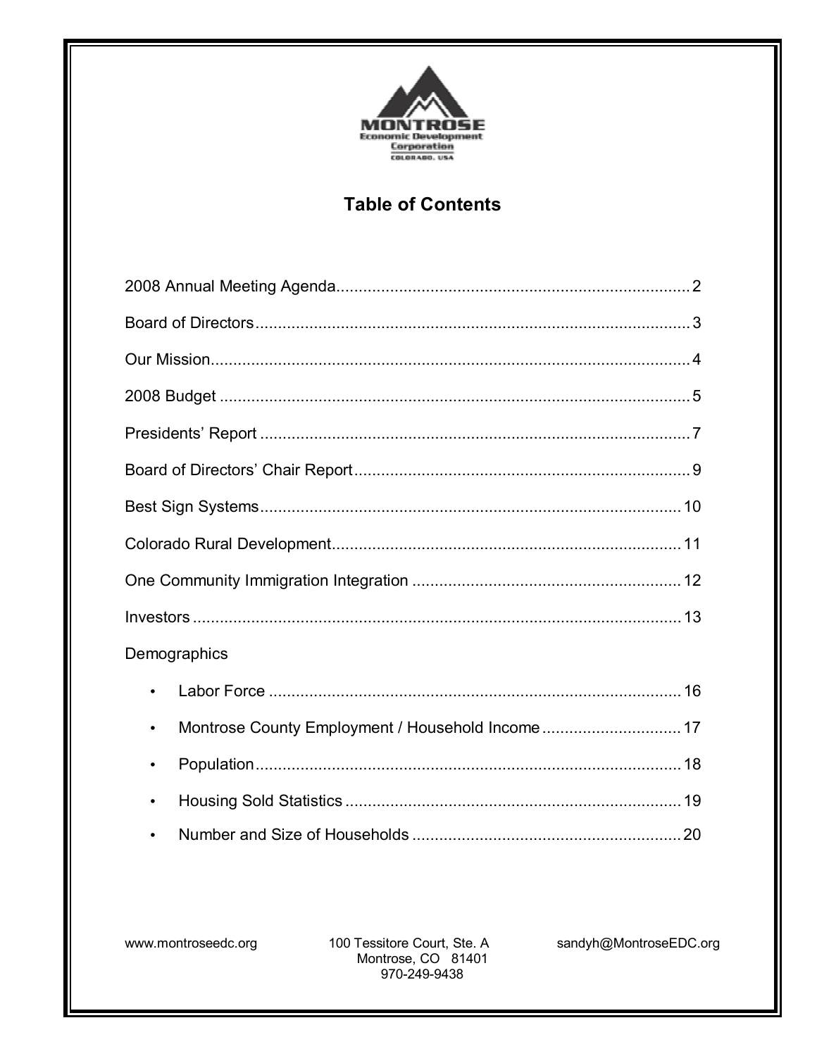MONTROSE
Economic Development
Corporation
COLORADO, USA

# Table of Contents

2008 Annual Meeting Agenda .......... 2

Board of Directors .......... 3

Our Mission .......... 4

2008 Budget .......... 5

Presidents' Report .......... 7

Board of Directors' Chair Report .......... 9

Best Sign Systems .......... 10

Colorado Rural Development .......... 11

One Community Immigration Integration .......... 12

Investors .......... 13

Demographics

- Labor Force .......... 16
- Montrose County Employment / Household Income .......... 17
- Population .......... 18
- Housing Sold Statistics .......... 19
- Number and Size of Households .......... 20

www.montroseedc.org

100 Tessitore Court, Ste. A
Montrose, CO 81401
970-249-9438

sandyh@MontroseEDC.org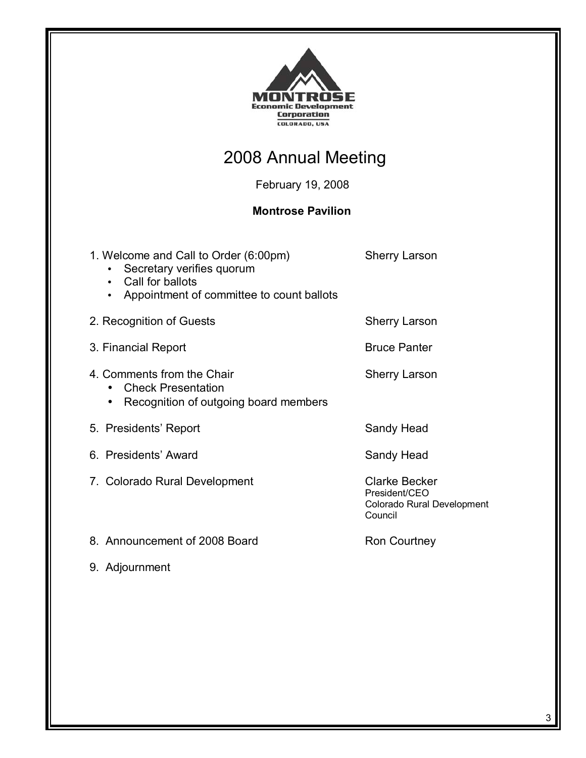MONTROSE
Economic Development
Corporation
COLORADO, USA

# 2008 Annual Meeting

February 19, 2008

**Montrose Pavilion**

| Agenda Item | Presenter |
|---|---|
| 1. Welcome and Call to Order (6:00pm)<br>• Secretary verifies quorum<br>• Call for ballots<br>• Appointment of committee to count ballots | Sherry Larson |
| 2. Recognition of Guests | Sherry Larson |
| 3. Financial Report | Bruce Panter |
| 4. Comments from the Chair<br>• Check Presentation<br>• Recognition of outgoing board members | Sherry Larson |
| 5. Presidents' Report | Sandy Head |
| 6. Presidents' Award | Sandy Head |
| 7. Colorado Rural Development | Clarke Becker<br>President/CEO<br>Colorado Rural Development Council |
| 8. Announcement of 2008 Board | Ron Courtney |
| 9. Adjournment | |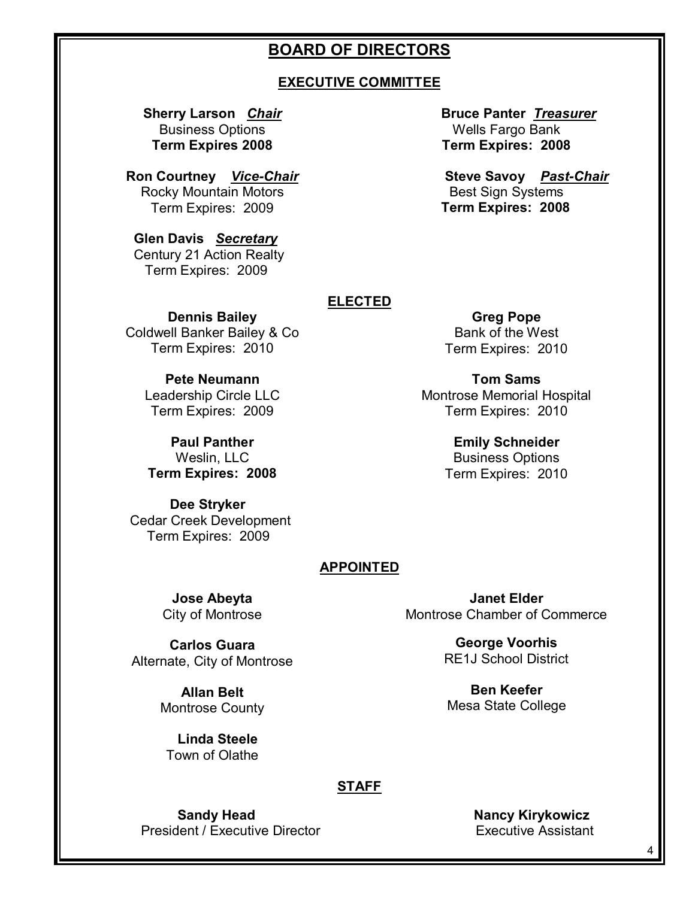# BOARD OF DIRECTORS

## EXECUTIVE COMMITTEE

**Sherry Larson** ***Chair***
Business Options
**Term Expires 2008**

**Bruce Panter** ***Treasurer***
Wells Fargo Bank
**Term Expires: 2008**

**Ron Courtney** ***Vice-Chair***
Rocky Mountain Motors
Term Expires: 2009

**Steve Savoy** ***Past-Chair***
Best Sign Systems
**Term Expires: 2008**

**Glen Davis** ***Secretary***
Century 21 Action Realty
Term Expires: 2009

## ELECTED

**Dennis Bailey**
Coldwell Banker Bailey & Co
Term Expires: 2010

**Greg Pope**
Bank of the West
Term Expires: 2010

**Pete Neumann**
Leadership Circle LLC
Term Expires: 2009

**Tom Sams**
Montrose Memorial Hospital
Term Expires: 2010

**Paul Panther**
Weslin, LLC
**Term Expires: 2008**

**Emily Schneider**
Business Options
Term Expires: 2010

**Dee Stryker**
Cedar Creek Development
Term Expires: 2009

## APPOINTED

**Jose Abeyta**
City of Montrose

**Janet Elder**
Montrose Chamber of Commerce

**Carlos Guara**
Alternate, City of Montrose

**George Voorhis**
RE1J School District

**Allan Belt**
Montrose County

**Ben Keefer**
Mesa State College

**Linda Steele**
Town of Olathe

## STAFF

**Sandy Head**
President / Executive Director

**Nancy Kirykowicz**
Executive Assistant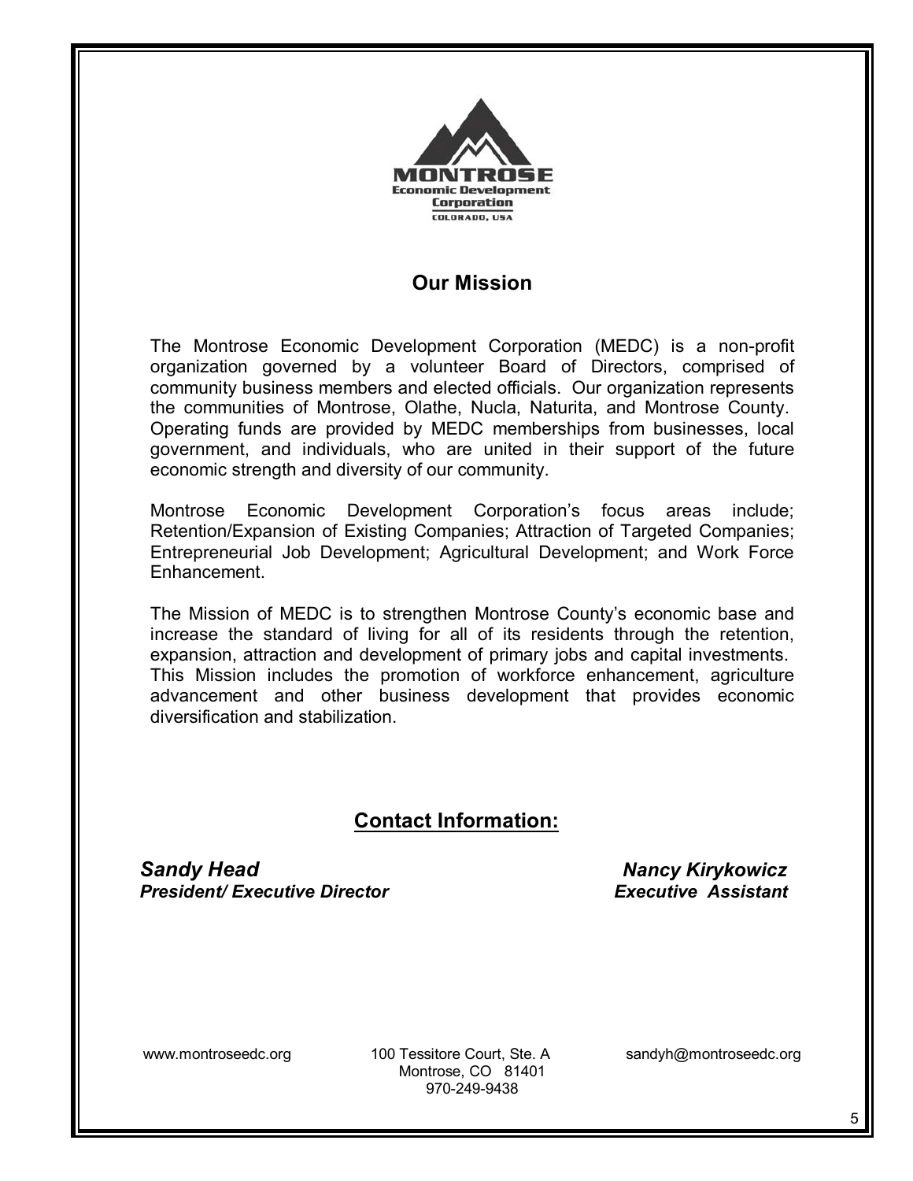MONTROSE
Economic Development
Corporation
COLORADO, USA

## Our Mission

The Montrose Economic Development Corporation (MEDC) is a non-profit organization governed by a volunteer Board of Directors, comprised of community business members and elected officials. Our organization represents the communities of Montrose, Olathe, Nucla, Naturita, and Montrose County. Operating funds are provided by MEDC memberships from businesses, local government, and individuals, who are united in their support of the future economic strength and diversity of our community.

Montrose Economic Development Corporation's focus areas include; Retention/Expansion of Existing Companies; Attraction of Targeted Companies; Entrepreneurial Job Development; Agricultural Development; and Work Force Enhancement.

The Mission of MEDC is to strengthen Montrose County's economic base and increase the standard of living for all of its residents through the retention, expansion, attraction and development of primary jobs and capital investments. This Mission includes the promotion of workforce enhancement, agriculture advancement and other business development that provides economic diversification and stabilization.

## Contact Information:

***Sandy Head***
***President/ Executive Director***

***Nancy Kirykowicz***
***Executive Assistant***

www.montroseedc.org

100 Tessitore Court, Ste. A
Montrose, CO 81401
970-249-9438

sandyh@montroseedc.org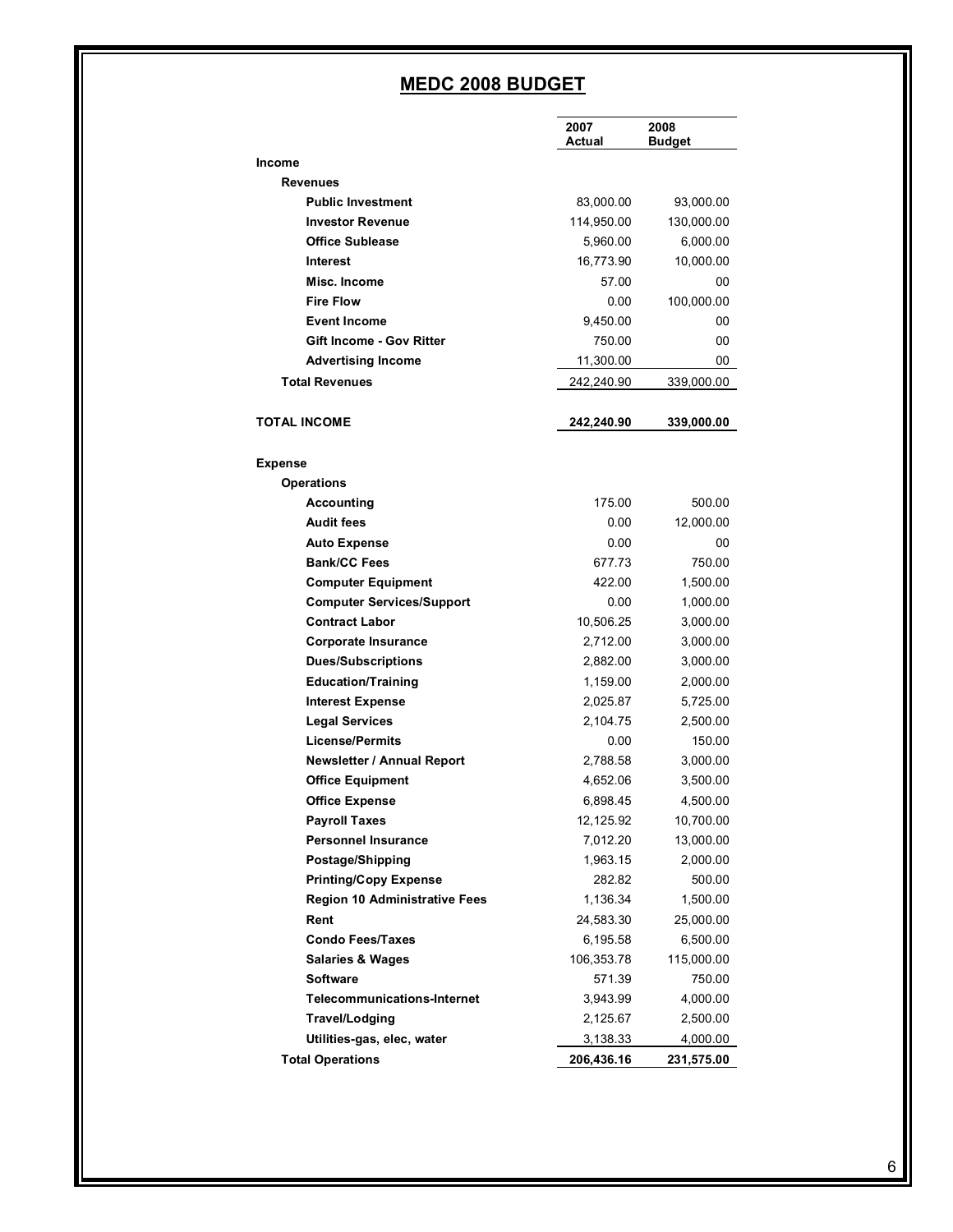## MEDC 2008 BUDGET

| | 2007 Actual | 2008 Budget |
|---|---|---|
| **Income** | | |
| **Revenues** | | |
| **Public Investment** | 83,000.00 | 93,000.00 |
| **Investor Revenue** | 114,950.00 | 130,000.00 |
| **Office Sublease** | 5,960.00 | 6,000.00 |
| **Interest** | 16,773.90 | 10,000.00 |
| **Misc. Income** | 57.00 | 00 |
| **Fire Flow** | 0.00 | 100,000.00 |
| **Event Income** | 9,450.00 | 00 |
| **Gift Income - Gov Ritter** | 750.00 | 00 |
| **Advertising Income** | 11,300.00 | 00 |
| **Total Revenues** | 242,240.90 | 339,000.00 |
| **TOTAL INCOME** | **242,240.90** | **339,000.00** |
| **Expense** | | |
| **Operations** | | |
| **Accounting** | 175.00 | 500.00 |
| **Audit fees** | 0.00 | 12,000.00 |
| **Auto Expense** | 0.00 | 00 |
| **Bank/CC Fees** | 677.73 | 750.00 |
| **Computer Equipment** | 422.00 | 1,500.00 |
| **Computer Services/Support** | 0.00 | 1,000.00 |
| **Contract Labor** | 10,506.25 | 3,000.00 |
| **Corporate Insurance** | 2,712.00 | 3,000.00 |
| **Dues/Subscriptions** | 2,882.00 | 3,000.00 |
| **Education/Training** | 1,159.00 | 2,000.00 |
| **Interest Expense** | 2,025.87 | 5,725.00 |
| **Legal Services** | 2,104.75 | 2,500.00 |
| **License/Permits** | 0.00 | 150.00 |
| **Newsletter / Annual Report** | 2,788.58 | 3,000.00 |
| **Office Equipment** | 4,652.06 | 3,500.00 |
| **Office Expense** | 6,898.45 | 4,500.00 |
| **Payroll Taxes** | 12,125.92 | 10,700.00 |
| **Personnel Insurance** | 7,012.20 | 13,000.00 |
| **Postage/Shipping** | 1,963.15 | 2,000.00 |
| **Printing/Copy Expense** | 282.82 | 500.00 |
| **Region 10 Administrative Fees** | 1,136.34 | 1,500.00 |
| **Rent** | 24,583.30 | 25,000.00 |
| **Condo Fees/Taxes** | 6,195.58 | 6,500.00 |
| **Salaries & Wages** | 106,353.78 | 115,000.00 |
| **Software** | 571.39 | 750.00 |
| **Telecommunications-Internet** | 3,943.99 | 4,000.00 |
| **Travel/Lodging** | 2,125.67 | 2,500.00 |
| **Utilities-gas, elec, water** | 3,138.33 | 4,000.00 |
| **Total Operations** | **206,436.16** | **231,575.00** |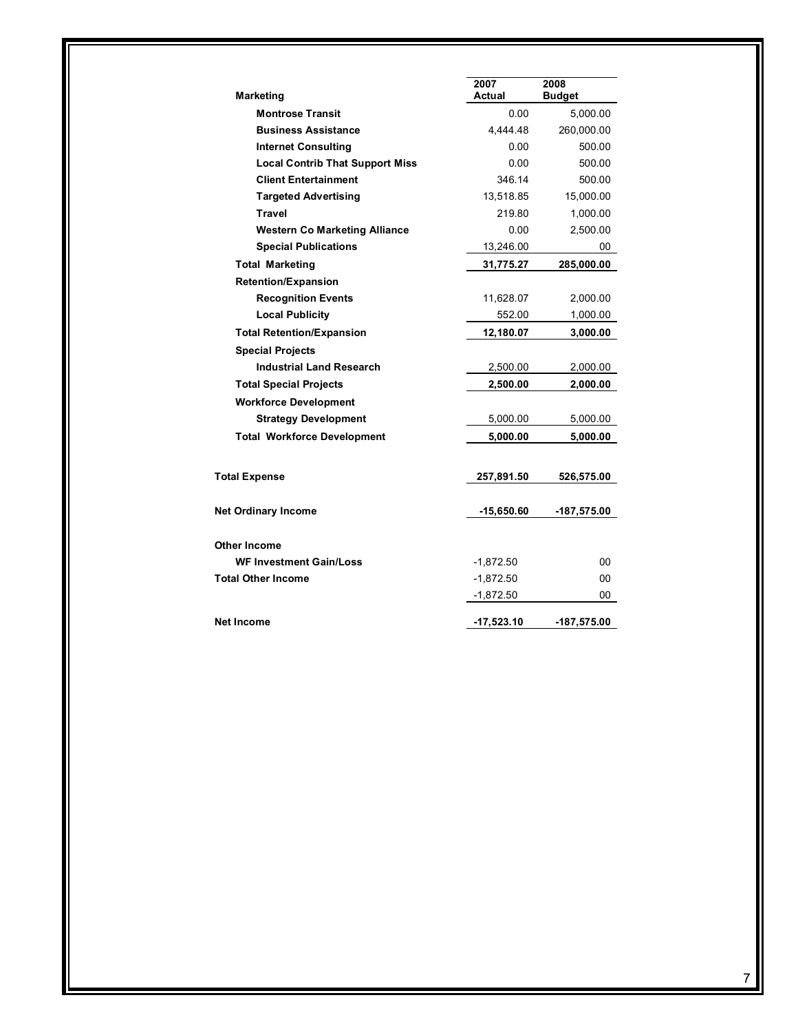| Marketing | 2007 Actual | 2008 Budget |
|---|---|---|
| **Montrose Transit** | 0.00 | 5,000.00 |
| **Business Assistance** | 4,444.48 | 260,000.00 |
| **Internet Consulting** | 0.00 | 500.00 |
| **Local Contrib That Support Miss** | 0.00 | 500.00 |
| **Client Entertainment** | 346.14 | 500.00 |
| **Targeted Advertising** | 13,518.85 | 15,000.00 |
| **Travel** | 219.80 | 1,000.00 |
| **Western Co Marketing Alliance** | 0.00 | 2,500.00 |
| **Special Publications** | 13,246.00 | 00 |
| **Total Marketing** | **31,775.27** | **285,000.00** |
| **Retention/Expansion** | | |
| **Recognition Events** | 11,628.07 | 2,000.00 |
| **Local Publicity** | 552.00 | 1,000.00 |
| **Total Retention/Expansion** | **12,180.07** | **3,000.00** |
| **Special Projects** | | |
| **Industrial Land Research** | 2,500.00 | 2,000.00 |
| **Total Special Projects** | **2,500.00** | **2,000.00** |
| **Workforce Development** | | |
| **Strategy Development** | 5,000.00 | 5,000.00 |
| **Total Workforce Development** | **5,000.00** | **5,000.00** |
| **Total Expense** | **257,891.50** | **526,575.00** |
| **Net Ordinary Income** | **-15,650.60** | **-187,575.00** |
| **Other Income** | | |
| **WF Investment Gain/Loss** | -1,872.50 | 00 |
| **Total Other Income** | -1,872.50 | 00 |
| | -1,872.50 | 00 |
| **Net Income** | **-17,523.10** | **-187,575.00** |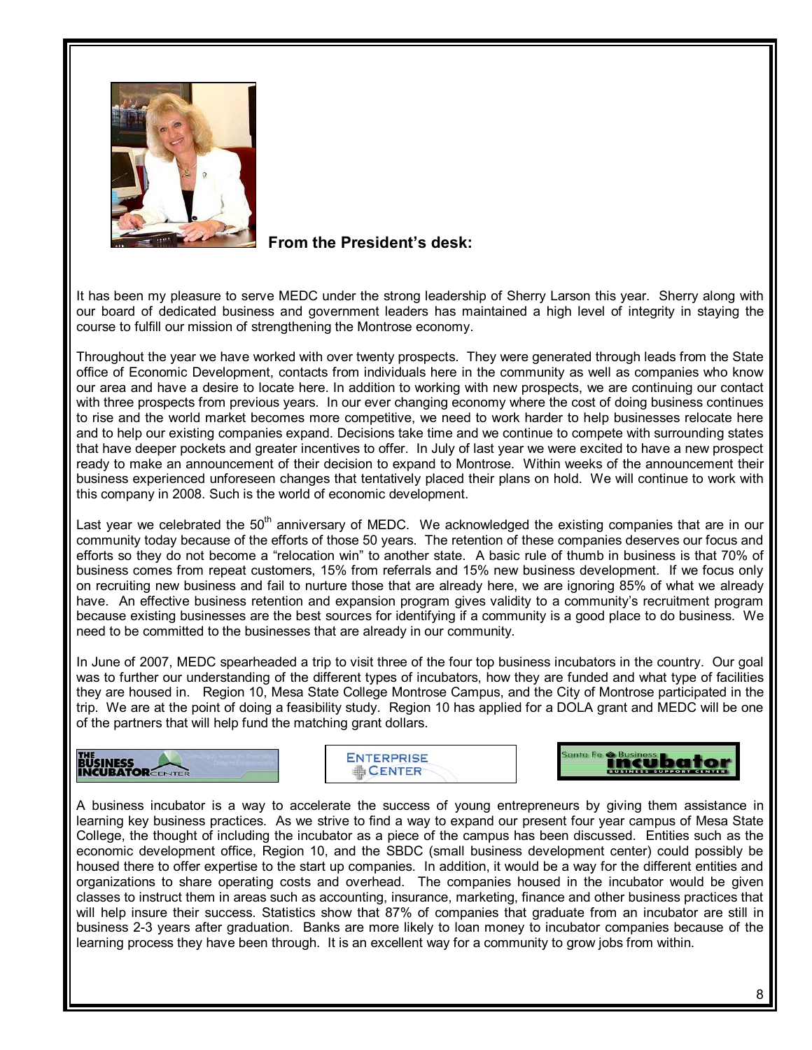**From the President's desk:**

It has been my pleasure to serve MEDC under the strong leadership of Sherry Larson this year. Sherry along with our board of dedicated business and government leaders has maintained a high level of integrity in staying the course to fulfill our mission of strengthening the Montrose economy.

Throughout the year we have worked with over twenty prospects. They were generated through leads from the State office of Economic Development, contacts from individuals here in the community as well as companies who know our area and have a desire to locate here. In addition to working with new prospects, we are continuing our contact with three prospects from previous years. In our ever changing economy where the cost of doing business continues to rise and the world market becomes more competitive, we need to work harder to help businesses relocate here and to help our existing companies expand. Decisions take time and we continue to compete with surrounding states that have deeper pockets and greater incentives to offer. In July of last year we were excited to have a new prospect ready to make an announcement of their decision to expand to Montrose. Within weeks of the announcement their business experienced unforeseen changes that tentatively placed their plans on hold. We will continue to work with this company in 2008. Such is the world of economic development.

Last year we celebrated the 50th anniversary of MEDC. We acknowledged the existing companies that are in our community today because of the efforts of those 50 years. The retention of these companies deserves our focus and efforts so they do not become a "relocation win" to another state. A basic rule of thumb in business is that 70% of business comes from repeat customers, 15% from referrals and 15% new business development. If we focus only on recruiting new business and fail to nurture those that are already here, we are ignoring 85% of what we already have. An effective business retention and expansion program gives validity to a community's recruitment program because existing businesses are the best sources for identifying if a community is a good place to do business. We need to be committed to the businesses that are already in our community.

In June of 2007, MEDC spearheaded a trip to visit three of the four top business incubators in the country. Our goal was to further our understanding of the different types of incubators, how they are funded and what type of facilities they are housed in. Region 10, Mesa State College Montrose Campus, and the City of Montrose participated in the trip. We are at the point of doing a feasibility study. Region 10 has applied for a DOLA grant and MEDC will be one of the partners that will help fund the matching grant dollars.

A business incubator is a way to accelerate the success of young entrepreneurs by giving them assistance in learning key business practices. As we strive to find a way to expand our present four year campus of Mesa State College, the thought of including the incubator as a piece of the campus has been discussed. Entities such as the economic development office, Region 10, and the SBDC (small business development center) could possibly be housed there to offer expertise to the start up companies. In addition, it would be a way for the different entities and organizations to share operating costs and overhead. The companies housed in the incubator would be given classes to instruct them in areas such as accounting, insurance, marketing, finance and other business practices that will help insure their success. Statistics show that 87% of companies that graduate from an incubator are still in business 2-3 years after graduation. Banks are more likely to loan money to incubator companies because of the learning process they have been through. It is an excellent way for a community to grow jobs from within.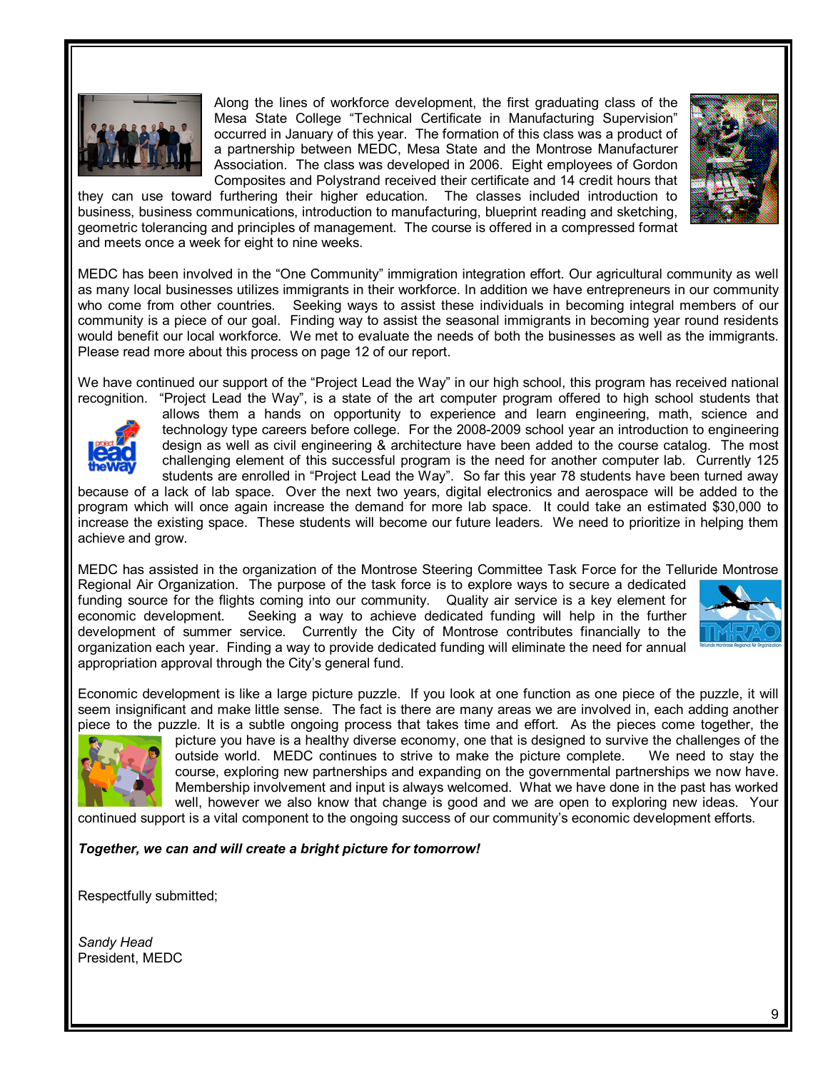Along the lines of workforce development, the first graduating class of the Mesa State College "Technical Certificate in Manufacturing Supervision" occurred in January of this year. The formation of this class was a product of a partnership between MEDC, Mesa State and the Montrose Manufacturer Association. The class was developed in 2006. Eight employees of Gordon Composites and Polystrand received their certificate and 14 credit hours that they can use toward furthering their higher education. The classes included introduction to business, business communications, introduction to manufacturing, blueprint reading and sketching, geometric tolerancing and principles of management. The course is offered in a compressed format and meets once a week for eight to nine weeks.

MEDC has been involved in the "One Community" immigration integration effort. Our agricultural community as well as many local businesses utilizes immigrants in their workforce. In addition we have entrepreneurs in our community who come from other countries. Seeking ways to assist these individuals in becoming integral members of our community is a piece of our goal. Finding way to assist the seasonal immigrants in becoming year round residents would benefit our local workforce. We met to evaluate the needs of both the businesses as well as the immigrants. Please read more about this process on page 12 of our report.

We have continued our support of the "Project Lead the Way" in our high school, this program has received national recognition. "Project Lead the Way", is a state of the art computer program offered to high school students that allows them a hands on opportunity to experience and learn engineering, math, science and technology type careers before college. For the 2008-2009 school year an introduction to engineering design as well as civil engineering & architecture have been added to the course catalog. The most challenging element of this successful program is the need for another computer lab. Currently 125 students are enrolled in "Project Lead the Way". So far this year 78 students have been turned away because of a lack of lab space. Over the next two years, digital electronics and aerospace will be added to the program which will once again increase the demand for more lab space. It could take an estimated $30,000 to increase the existing space. These students will become our future leaders. We need to prioritize in helping them achieve and grow.

MEDC has assisted in the organization of the Montrose Steering Committee Task Force for the Telluride Montrose Regional Air Organization. The purpose of the task force is to explore ways to secure a dedicated funding source for the flights coming into our community. Quality air service is a key element for economic development. Seeking a way to achieve dedicated funding will help in the further development of summer service. Currently the City of Montrose contributes financially to the organization each year. Finding a way to provide dedicated funding will eliminate the need for annual appropriation approval through the City's general fund.

Economic development is like a large picture puzzle. If you look at one function as one piece of the puzzle, it will seem insignificant and make little sense. The fact is there are many areas we are involved in, each adding another piece to the puzzle. It is a subtle ongoing process that takes time and effort. As the pieces come together, the picture you have is a healthy diverse economy, one that is designed to survive the challenges of the outside world. MEDC continues to strive to make the picture complete. We need to stay the course, exploring new partnerships and expanding on the governmental partnerships we now have. Membership involvement and input is always welcomed. What we have done in the past has worked well, however we also know that change is good and we are open to exploring new ideas. Your continued support is a vital component to the ongoing success of our community's economic development efforts.

***Together, we can and will create a bright picture for tomorrow!***

Respectfully submitted;

*Sandy Head*
President, MEDC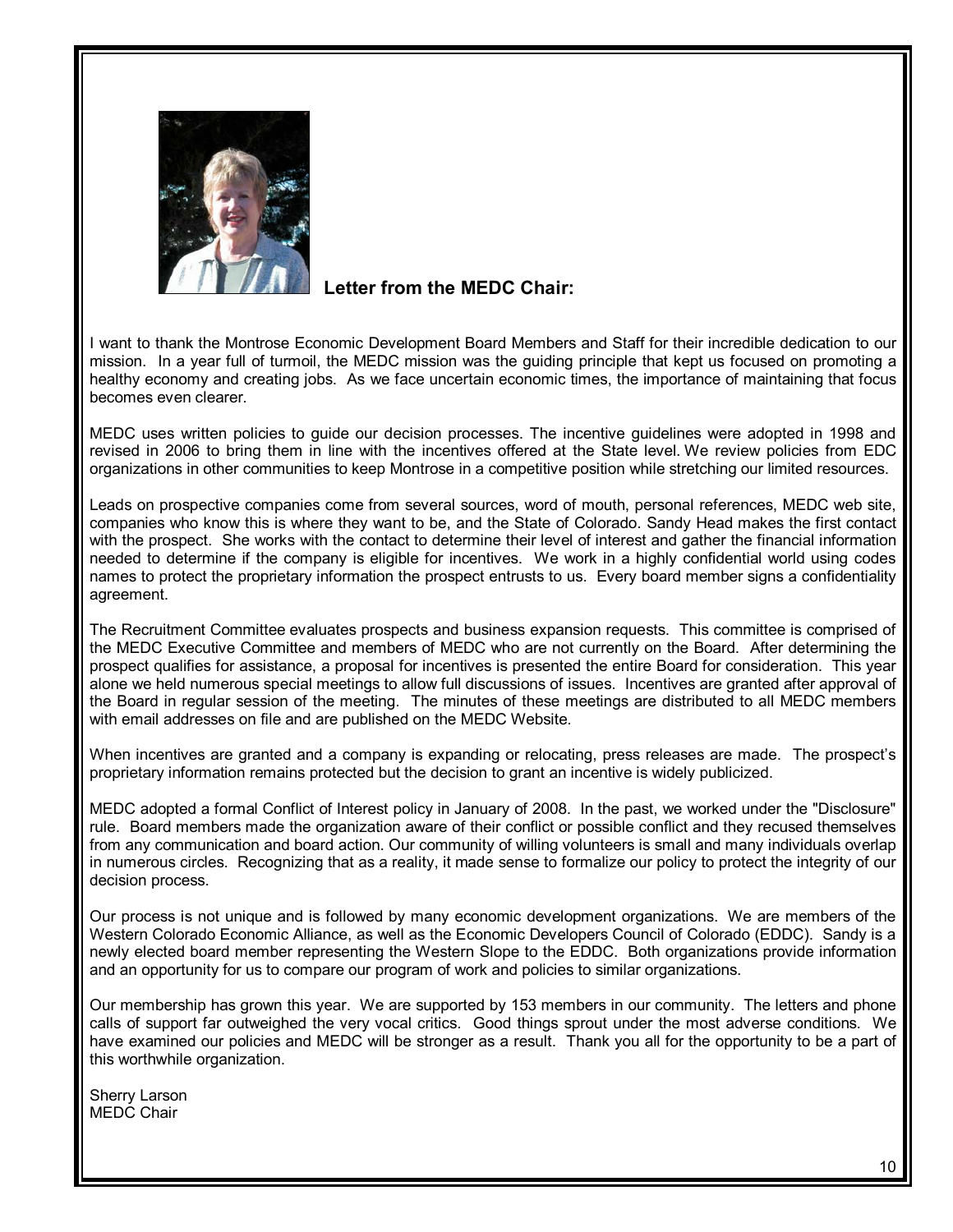**Letter from the MEDC Chair:**

I want to thank the Montrose Economic Development Board Members and Staff for their incredible dedication to our mission. In a year full of turmoil, the MEDC mission was the guiding principle that kept us focused on promoting a healthy economy and creating jobs. As we face uncertain economic times, the importance of maintaining that focus becomes even clearer.

MEDC uses written policies to guide our decision processes. The incentive guidelines were adopted in 1998 and revised in 2006 to bring them in line with the incentives offered at the State level. We review policies from EDC organizations in other communities to keep Montrose in a competitive position while stretching our limited resources.

Leads on prospective companies come from several sources, word of mouth, personal references, MEDC web site, companies who know this is where they want to be, and the State of Colorado. Sandy Head makes the first contact with the prospect. She works with the contact to determine their level of interest and gather the financial information needed to determine if the company is eligible for incentives. We work in a highly confidential world using codes names to protect the proprietary information the prospect entrusts to us. Every board member signs a confidentiality agreement.

The Recruitment Committee evaluates prospects and business expansion requests. This committee is comprised of the MEDC Executive Committee and members of MEDC who are not currently on the Board. After determining the prospect qualifies for assistance, a proposal for incentives is presented the entire Board for consideration. This year alone we held numerous special meetings to allow full discussions of issues. Incentives are granted after approval of the Board in regular session of the meeting. The minutes of these meetings are distributed to all MEDC members with email addresses on file and are published on the MEDC Website.

When incentives are granted and a company is expanding or relocating, press releases are made. The prospect's proprietary information remains protected but the decision to grant an incentive is widely publicized.

MEDC adopted a formal Conflict of Interest policy in January of 2008. In the past, we worked under the "Disclosure" rule. Board members made the organization aware of their conflict or possible conflict and they recused themselves from any communication and board action. Our community of willing volunteers is small and many individuals overlap in numerous circles. Recognizing that as a reality, it made sense to formalize our policy to protect the integrity of our decision process.

Our process is not unique and is followed by many economic development organizations. We are members of the Western Colorado Economic Alliance, as well as the Economic Developers Council of Colorado (EDDC). Sandy is a newly elected board member representing the Western Slope to the EDDC. Both organizations provide information and an opportunity for us to compare our program of work and policies to similar organizations.

Our membership has grown this year. We are supported by 153 members in our community. The letters and phone calls of support far outweighed the very vocal critics. Good things sprout under the most adverse conditions. We have examined our policies and MEDC will be stronger as a result. Thank you all for the opportunity to be a part of this worthwhile organization.

Sherry Larson
MEDC Chair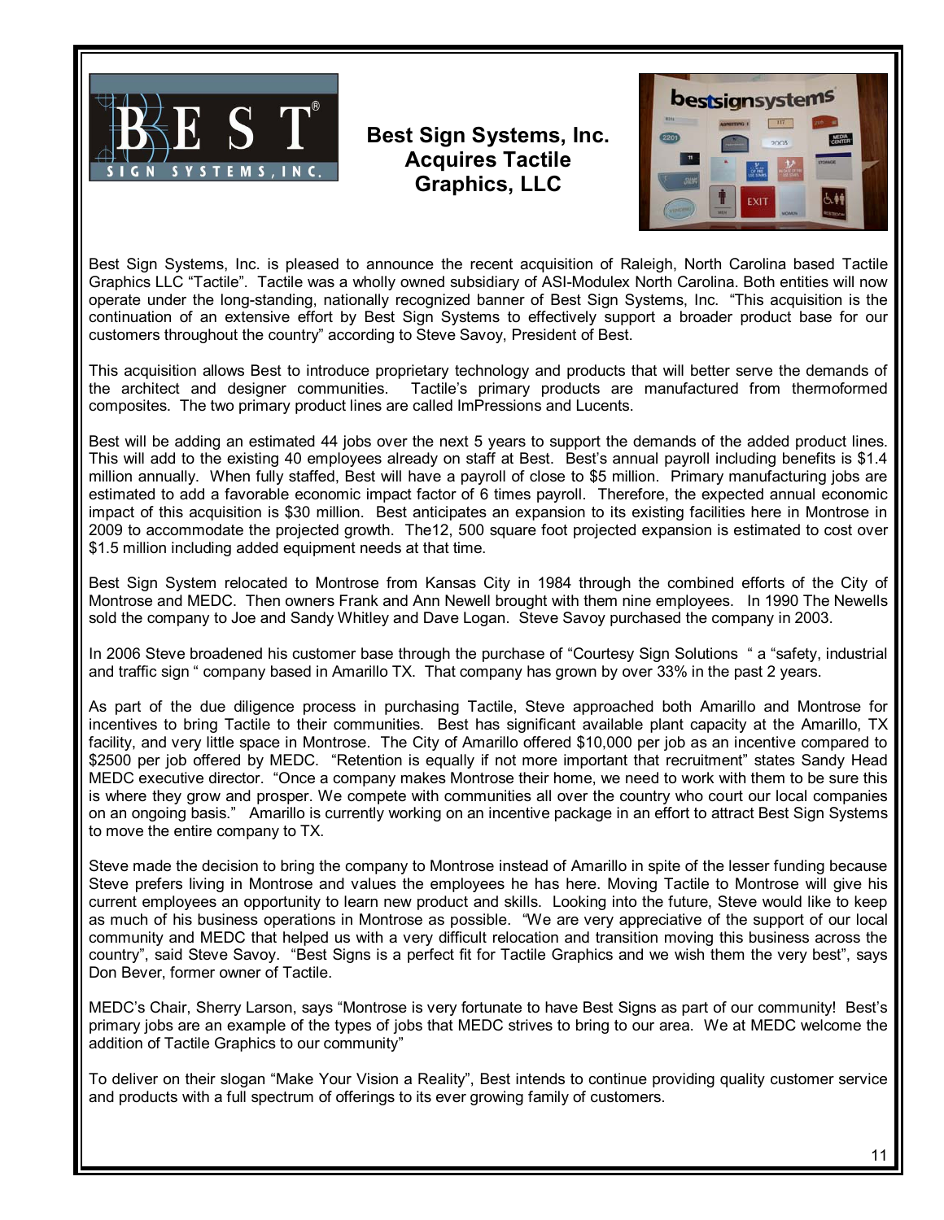# Best Sign Systems, Inc. Acquires Tactile Graphics, LLC

Best Sign Systems, Inc. is pleased to announce the recent acquisition of Raleigh, North Carolina based Tactile Graphics LLC "Tactile". Tactile was a wholly owned subsidiary of ASI-Modulex North Carolina. Both entities will now operate under the long-standing, nationally recognized banner of Best Sign Systems, Inc. "This acquisition is the continuation of an extensive effort by Best Sign Systems to effectively support a broader product base for our customers throughout the country" according to Steve Savoy, President of Best.

This acquisition allows Best to introduce proprietary technology and products that will better serve the demands of the architect and designer communities. Tactile's primary products are manufactured from thermoformed composites. The two primary product lines are called ImPressions and Lucents.

Best will be adding an estimated 44 jobs over the next 5 years to support the demands of the added product lines. This will add to the existing 40 employees already on staff at Best. Best's annual payroll including benefits is $1.4 million annually. When fully staffed, Best will have a payroll of close to $5 million. Primary manufacturing jobs are estimated to add a favorable economic impact factor of 6 times payroll. Therefore, the expected annual economic impact of this acquisition is $30 million. Best anticipates an expansion to its existing facilities here in Montrose in 2009 to accommodate the projected growth. The12, 500 square foot projected expansion is estimated to cost over $1.5 million including added equipment needs at that time.

Best Sign System relocated to Montrose from Kansas City in 1984 through the combined efforts of the City of Montrose and MEDC. Then owners Frank and Ann Newell brought with them nine employees. In 1990 The Newells sold the company to Joe and Sandy Whitley and Dave Logan. Steve Savoy purchased the company in 2003.

In 2006 Steve broadened his customer base through the purchase of "Courtesy Sign Solutions " a "safety, industrial and traffic sign " company based in Amarillo TX. That company has grown by over 33% in the past 2 years.

As part of the due diligence process in purchasing Tactile, Steve approached both Amarillo and Montrose for incentives to bring Tactile to their communities. Best has significant available plant capacity at the Amarillo, TX facility, and very little space in Montrose. The City of Amarillo offered $10,000 per job as an incentive compared to $2500 per job offered by MEDC. "Retention is equally if not more important that recruitment" states Sandy Head MEDC executive director. "Once a company makes Montrose their home, we need to work with them to be sure this is where they grow and prosper. We compete with communities all over the country who court our local companies on an ongoing basis." Amarillo is currently working on an incentive package in an effort to attract Best Sign Systems to move the entire company to TX.

Steve made the decision to bring the company to Montrose instead of Amarillo in spite of the lesser funding because Steve prefers living in Montrose and values the employees he has here. Moving Tactile to Montrose will give his current employees an opportunity to learn new product and skills. Looking into the future, Steve would like to keep as much of his business operations in Montrose as possible. "We are very appreciative of the support of our local community and MEDC that helped us with a very difficult relocation and transition moving this business across the country", said Steve Savoy. "Best Signs is a perfect fit for Tactile Graphics and we wish them the very best", says Don Bever, former owner of Tactile.

MEDC's Chair, Sherry Larson, says "Montrose is very fortunate to have Best Signs as part of our community! Best's primary jobs are an example of the types of jobs that MEDC strives to bring to our area. We at MEDC welcome the addition of Tactile Graphics to our community"

To deliver on their slogan "Make Your Vision a Reality", Best intends to continue providing quality customer service and products with a full spectrum of offerings to its ever growing family of customers.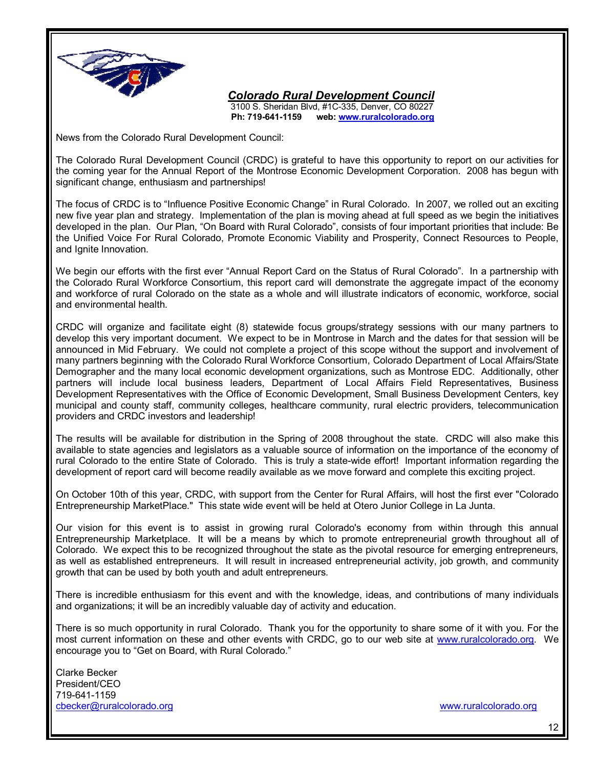***Colorado Rural Development Council***

3100 S. Sheridan Blvd, #1C-335, Denver, CO 80227
**Ph: 719-641-1159 web: www.ruralcolorado.org**

News from the Colorado Rural Development Council:

The Colorado Rural Development Council (CRDC) is grateful to have this opportunity to report on our activities for the coming year for the Annual Report of the Montrose Economic Development Corporation. 2008 has begun with significant change, enthusiasm and partnerships!

The focus of CRDC is to "Influence Positive Economic Change" in Rural Colorado. In 2007, we rolled out an exciting new five year plan and strategy. Implementation of the plan is moving ahead at full speed as we begin the initiatives developed in the plan. Our Plan, "On Board with Rural Colorado", consists of four important priorities that include: Be the Unified Voice For Rural Colorado, Promote Economic Viability and Prosperity, Connect Resources to People, and Ignite Innovation.

We begin our efforts with the first ever "Annual Report Card on the Status of Rural Colorado". In a partnership with the Colorado Rural Workforce Consortium, this report card will demonstrate the aggregate impact of the economy and workforce of rural Colorado on the state as a whole and will illustrate indicators of economic, workforce, social and environmental health.

CRDC will organize and facilitate eight (8) statewide focus groups/strategy sessions with our many partners to develop this very important document. We expect to be in Montrose in March and the dates for that session will be announced in Mid February. We could not complete a project of this scope without the support and involvement of many partners beginning with the Colorado Rural Workforce Consortium, Colorado Department of Local Affairs/State Demographer and the many local economic development organizations, such as Montrose EDC. Additionally, other partners will include local business leaders, Department of Local Affairs Field Representatives, Business Development Representatives with the Office of Economic Development, Small Business Development Centers, key municipal and county staff, community colleges, healthcare community, rural electric providers, telecommunication providers and CRDC investors and leadership!

The results will be available for distribution in the Spring of 2008 throughout the state. CRDC will also make this available to state agencies and legislators as a valuable source of information on the importance of the economy of rural Colorado to the entire State of Colorado. This is truly a state-wide effort! Important information regarding the development of report card will become readily available as we move forward and complete this exciting project.

On October 10th of this year, CRDC, with support from the Center for Rural Affairs, will host the first ever "Colorado Entrepreneurship MarketPlace." This state wide event will be held at Otero Junior College in La Junta.

Our vision for this event is to assist in growing rural Colorado's economy from within through this annual Entrepreneurship Marketplace. It will be a means by which to promote entrepreneurial growth throughout all of Colorado. We expect this to be recognized throughout the state as the pivotal resource for emerging entrepreneurs, as well as established entrepreneurs. It will result in increased entrepreneurial activity, job growth, and community growth that can be used by both youth and adult entrepreneurs.

There is incredible enthusiasm for this event and with the knowledge, ideas, and contributions of many individuals and organizations; it will be an incredibly valuable day of activity and education.

There is so much opportunity in rural Colorado. Thank you for the opportunity to share some of it with you. For the most current information on these and other events with CRDC, go to our web site at www.ruralcolorado.org. We encourage you to "Get on Board, with Rural Colorado."

Clarke Becker
President/CEO
719-641-1159
cbecker@ruralcolorado.org

www.ruralcolorado.org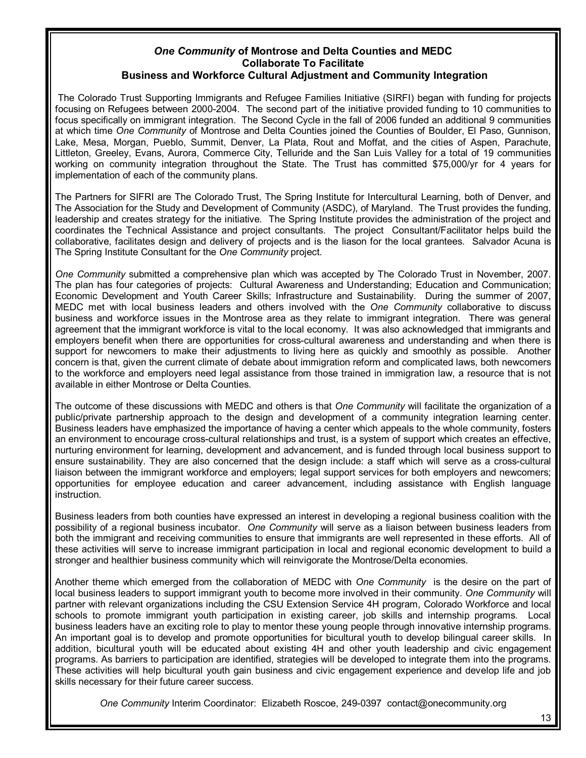## *One Community* of Montrose and Delta Counties and MEDC Collaborate To Facilitate Business and Workforce Cultural Adjustment and Community Integration

The Colorado Trust Supporting Immigrants and Refugee Families Initiative (SIRFI) began with funding for projects focusing on Refugees between 2000-2004. The second part of the initiative provided funding to 10 communities to focus specifically on immigrant integration. The Second Cycle in the fall of 2006 funded an additional 9 communities at which time *One Community* of Montrose and Delta Counties joined the Counties of Boulder, El Paso, Gunnison, Lake, Mesa, Morgan, Pueblo, Summit, Denver, La Plata, Rout and Moffat, and the cities of Aspen, Parachute, Littleton, Greeley, Evans, Aurora, Commerce City, Telluride and the San Luis Valley for a total of 19 communities working on community integration throughout the State. The Trust has committed $75,000/yr for 4 years for implementation of each of the community plans.

The Partners for SIFRI are The Colorado Trust, The Spring Institute for Intercultural Learning, both of Denver, and The Association for the Study and Development of Community (ASDC), of Maryland. The Trust provides the funding, leadership and creates strategy for the initiative. The Spring Institute provides the administration of the project and coordinates the Technical Assistance and project consultants. The project Consultant/Facilitator helps build the collaborative, facilitates design and delivery of projects and is the liason for the local grantees. Salvador Acuna is The Spring Institute Consultant for the *One Community* project.

*One Community* submitted a comprehensive plan which was accepted by The Colorado Trust in November, 2007. The plan has four categories of projects: Cultural Awareness and Understanding; Education and Communication; Economic Development and Youth Career Skills; Infrastructure and Sustainability. During the summer of 2007, MEDC met with local business leaders and others involved with the *One Community* collaborative to discuss business and workforce issues in the Montrose area as they relate to immigrant integration. There was general agreement that the immigrant workforce is vital to the local economy. It was also acknowledged that immigrants and employers benefit when there are opportunities for cross-cultural awareness and understanding and when there is support for newcomers to make their adjustments to living here as quickly and smoothly as possible. Another concern is that, given the current climate of debate about immigration reform and complicated laws, both newcomers to the workforce and employers need legal assistance from those trained in immigration law, a resource that is not available in either Montrose or Delta Counties.

The outcome of these discussions with MEDC and others is that *One Community* will facilitate the organization of a public/private partnership approach to the design and development of a community integration learning center. Business leaders have emphasized the importance of having a center which appeals to the whole community, fosters an environment to encourage cross-cultural relationships and trust, is a system of support which creates an effective, nurturing environment for learning, development and advancement, and is funded through local business support to ensure sustainability. They are also concerned that the design include: a staff which will serve as a cross-cultural liaison between the immigrant workforce and employers; legal support services for both employers and newcomers; opportunities for employee education and career advancement, including assistance with English language instruction.

Business leaders from both counties have expressed an interest in developing a regional business coalition with the possibility of a regional business incubator. *One Community* will serve as a liaison between business leaders from both the immigrant and receiving communities to ensure that immigrants are well represented in these efforts. All of these activities will serve to increase immigrant participation in local and regional economic development to build a stronger and healthier business community which will reinvigorate the Montrose/Delta economies.

Another theme which emerged from the collaboration of MEDC with *One Community* is the desire on the part of local business leaders to support immigrant youth to become more involved in their community. *One Community* will partner with relevant organizations including the CSU Extension Service 4H program, Colorado Workforce and local schools to promote immigrant youth participation in existing career, job skills and internship programs. Local business leaders have an exciting role to play to mentor these young people through innovative internship programs. An important goal is to develop and promote opportunities for bicultural youth to develop bilingual career skills. In addition, bicultural youth will be educated about existing 4H and other youth leadership and civic engagement programs. As barriers to participation are identified, strategies will be developed to integrate them into the programs. These activities will help bicultural youth gain business and civic engagement experience and develop life and job skills necessary for their future career success.

*One Community* Interim Coordinator: Elizabeth Roscoe, 249-0397 contact@onecommunity.org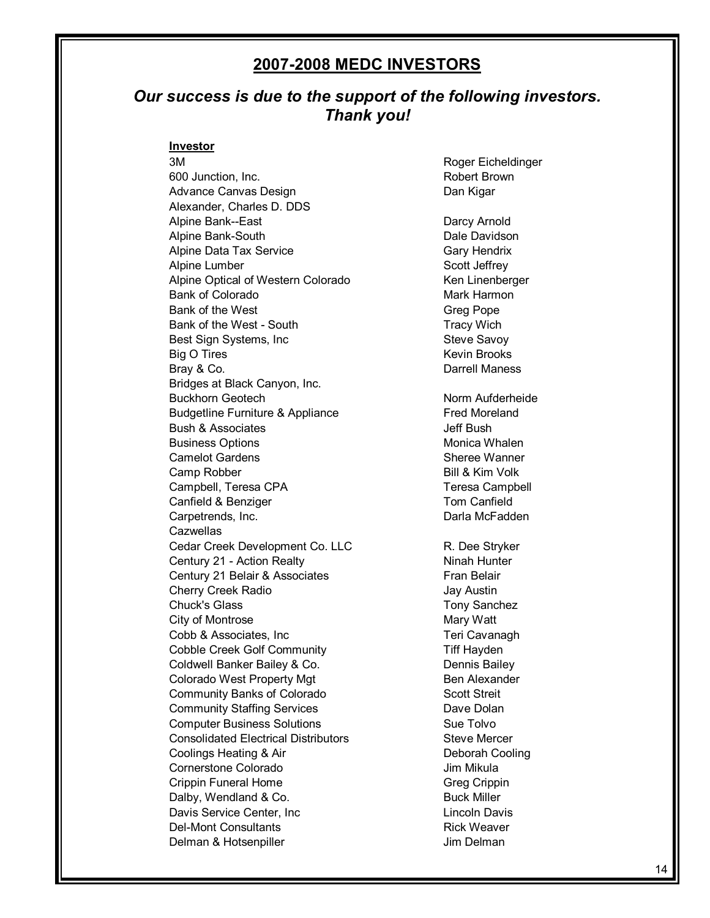## 2007-2008 MEDC INVESTORS

***Our success is due to the support of the following investors. Thank you!***

| **Investor** | |
|---|---|
| 3M | Roger Eicheldinger |
| 600 Junction, Inc. | Robert Brown |
| Advance Canvas Design | Dan Kigar |
| Alexander, Charles D. DDS | |
| Alpine Bank--East | Darcy Arnold |
| Alpine Bank-South | Dale Davidson |
| Alpine Data Tax Service | Gary Hendrix |
| Alpine Lumber | Scott Jeffrey |
| Alpine Optical of Western Colorado | Ken Linenberger |
| Bank of Colorado | Mark Harmon |
| Bank of the West | Greg Pope |
| Bank of the West - South | Tracy Wich |
| Best Sign Systems, Inc | Steve Savoy |
| Big O Tires | Kevin Brooks |
| Bray & Co. | Darrell Maness |
| Bridges at Black Canyon, Inc. | |
| Buckhorn Geotech | Norm Aufderheide |
| Budgetline Furniture & Appliance | Fred Moreland |
| Bush & Associates | Jeff Bush |
| Business Options | Monica Whalen |
| Camelot Gardens | Sheree Wanner |
| Camp Robber | Bill & Kim Volk |
| Campbell, Teresa CPA | Teresa Campbell |
| Canfield & Benziger | Tom Canfield |
| Carpetrends, Inc. | Darla McFadden |
| Cazwellas | |
| Cedar Creek Development Co. LLC | R. Dee Stryker |
| Century 21 - Action Realty | Ninah Hunter |
| Century 21 Belair & Associates | Fran Belair |
| Cherry Creek Radio | Jay Austin |
| Chuck's Glass | Tony Sanchez |
| City of Montrose | Mary Watt |
| Cobb & Associates, Inc | Teri Cavanagh |
| Cobble Creek Golf Community | Tiff Hayden |
| Coldwell Banker Bailey & Co. | Dennis Bailey |
| Colorado West Property Mgt | Ben Alexander |
| Community Banks of Colorado | Scott Streit |
| Community Staffing Services | Dave Dolan |
| Computer Business Solutions | Sue Tolvo |
| Consolidated Electrical Distributors | Steve Mercer |
| Coolings Heating & Air | Deborah Cooling |
| Cornerstone Colorado | Jim Mikula |
| Crippin Funeral Home | Greg Crippin |
| Dalby, Wendland & Co. | Buck Miller |
| Davis Service Center, Inc | Lincoln Davis |
| Del-Mont Consultants | Rick Weaver |
| Delman & Hotsenpiller | Jim Delman |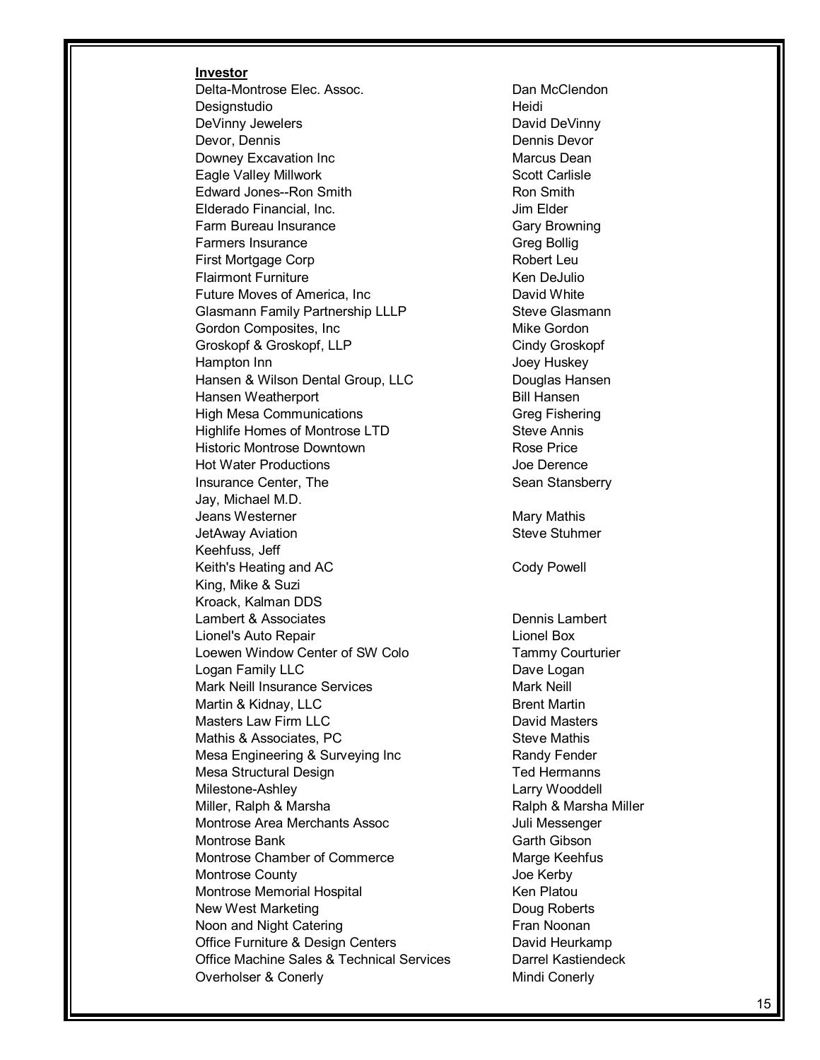**Investor**

| | |
|---|---|
| Delta-Montrose Elec. Assoc. | Dan McClendon |
| Designstudio | Heidi |
| DeVinny Jewelers | David DeVinny |
| Devor, Dennis | Dennis Devor |
| Downey Excavation Inc | Marcus Dean |
| Eagle Valley Millwork | Scott Carlisle |
| Edward Jones--Ron Smith | Ron Smith |
| Elderado Financial, Inc. | Jim Elder |
| Farm Bureau Insurance | Gary Browning |
| Farmers Insurance | Greg Bollig |
| First Mortgage Corp | Robert Leu |
| Flairmont Furniture | Ken DeJulio |
| Future Moves of America, Inc | David White |
| Glasmann Family Partnership LLLP | Steve Glasmann |
| Gordon Composites, Inc | Mike Gordon |
| Groskopf & Groskopf, LLP | Cindy Groskopf |
| Hampton Inn | Joey Huskey |
| Hansen & Wilson Dental Group, LLC | Douglas Hansen |
| Hansen Weatherport | Bill Hansen |
| High Mesa Communications | Greg Fishering |
| Highlife Homes of Montrose LTD | Steve Annis |
| Historic Montrose Downtown | Rose Price |
| Hot Water Productions | Joe Derence |
| Insurance Center, The | Sean Stansberry |
| Jay, Michael M.D. | |
| Jeans Westerner | Mary Mathis |
| JetAway Aviation | Steve Stuhmer |
| Keehfuss, Jeff | |
| Keith's Heating and AC | Cody Powell |
| King, Mike & Suzi | |
| Kroack, Kalman DDS | |
| Lambert & Associates | Dennis Lambert |
| Lionel's Auto Repair | Lionel Box |
| Loewen Window Center of SW Colo | Tammy Courturier |
| Logan Family LLC | Dave Logan |
| Mark Neill Insurance Services | Mark Neill |
| Martin & Kidnay, LLC | Brent Martin |
| Masters Law Firm LLC | David Masters |
| Mathis & Associates, PC | Steve Mathis |
| Mesa Engineering & Surveying Inc | Randy Fender |
| Mesa Structural Design | Ted Hermanns |
| Milestone-Ashley | Larry Wooddell |
| Miller, Ralph & Marsha | Ralph & Marsha Miller |
| Montrose Area Merchants Assoc | Juli Messenger |
| Montrose Bank | Garth Gibson |
| Montrose Chamber of Commerce | Marge Keehfus |
| Montrose County | Joe Kerby |
| Montrose Memorial Hospital | Ken Platou |
| New West Marketing | Doug Roberts |
| Noon and Night Catering | Fran Noonan |
| Office Furniture & Design Centers | David Heurkamp |
| Office Machine Sales & Technical Services | Darrel Kastiendeck |
| Overholser & Conerly | Mindi Conerly |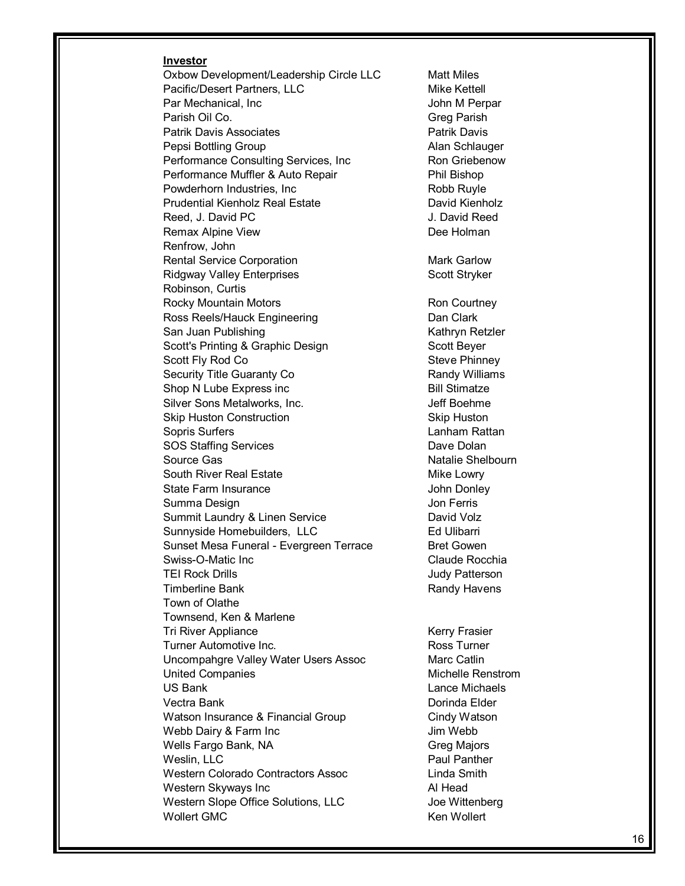**Investor**

| | |
|---|---|
| Oxbow Development/Leadership Circle LLC | Matt Miles |
| Pacific/Desert Partners, LLC | Mike Kettell |
| Par Mechanical, Inc | John M Perpar |
| Parish Oil Co. | Greg Parish |
| Patrik Davis Associates | Patrik Davis |
| Pepsi Bottling Group | Alan Schlauger |
| Performance Consulting Services, Inc | Ron Griebenow |
| Performance Muffler & Auto Repair | Phil Bishop |
| Powderhorn Industries, Inc | Robb Ruyle |
| Prudential Kienholz Real Estate | David Kienholz |
| Reed, J. David PC | J. David Reed |
| Remax Alpine View | Dee Holman |
| Renfrow, John | |
| Rental Service Corporation | Mark Garlow |
| Ridgway Valley Enterprises | Scott Stryker |
| Robinson, Curtis | |
| Rocky Mountain Motors | Ron Courtney |
| Ross Reels/Hauck Engineering | Dan Clark |
| San Juan Publishing | Kathryn Retzler |
| Scott's Printing & Graphic Design | Scott Beyer |
| Scott Fly Rod Co | Steve Phinney |
| Security Title Guaranty Co | Randy Williams |
| Shop N Lube Express inc | Bill Stimatze |
| Silver Sons Metalworks, Inc. | Jeff Boehme |
| Skip Huston Construction | Skip Huston |
| Sopris Surfers | Lanham Rattan |
| SOS Staffing Services | Dave Dolan |
| Source Gas | Natalie Shelbourn |
| South River Real Estate | Mike Lowry |
| State Farm Insurance | John Donley |
| Summa Design | Jon Ferris |
| Summit Laundry & Linen Service | David Volz |
| Sunnyside Homebuilders, LLC | Ed Ulibarri |
| Sunset Mesa Funeral - Evergreen Terrace | Bret Gowen |
| Swiss-O-Matic Inc | Claude Rocchia |
| TEI Rock Drills | Judy Patterson |
| Timberline Bank | Randy Havens |
| Town of Olathe | |
| Townsend, Ken & Marlene | |
| Tri River Appliance | Kerry Frasier |
| Turner Automotive Inc. | Ross Turner |
| Uncompahgre Valley Water Users Assoc | Marc Catlin |
| United Companies | Michelle Renstrom |
| US Bank | Lance Michaels |
| Vectra Bank | Dorinda Elder |
| Watson Insurance & Financial Group | Cindy Watson |
| Webb Dairy & Farm Inc | Jim Webb |
| Wells Fargo Bank, NA | Greg Majors |
| Weslin, LLC | Paul Panther |
| Western Colorado Contractors Assoc | Linda Smith |
| Western Skyways Inc | Al Head |
| Western Slope Office Solutions, LLC | Joe Wittenberg |
| Wollert GMC | Ken Wollert |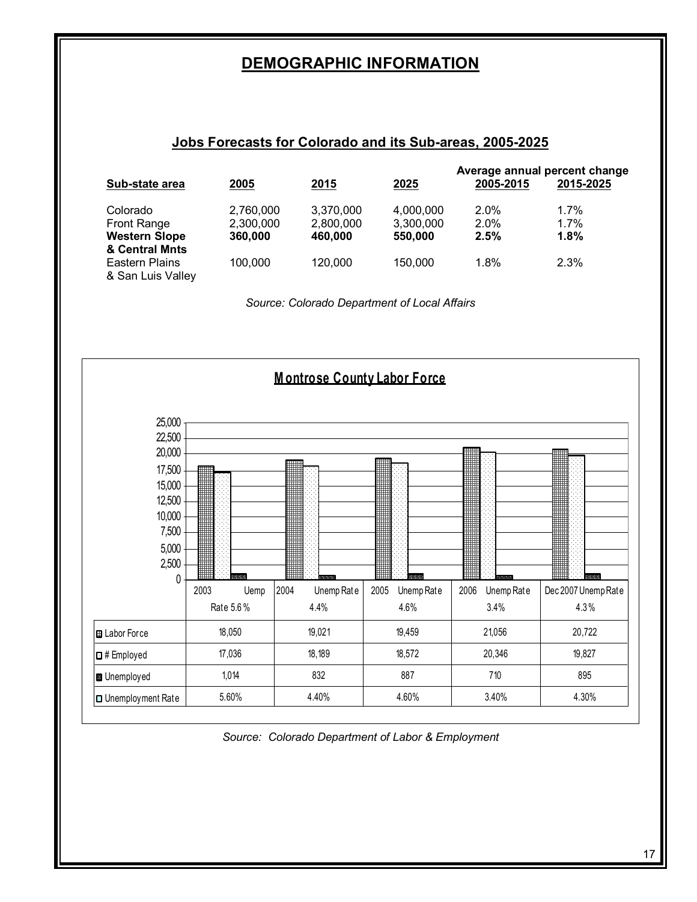# DEMOGRAPHIC INFORMATION

## Jobs Forecasts for Colorado and its Sub-areas, 2005-2025

| Sub-state area | 2005 | 2015 | 2025 | Average annual percent change 2005-2015 | 2015-2025 |
|---|---|---|---|---|---|
| Colorado | 2,760,000 | 3,370,000 | 4,000,000 | 2.0% | 1.7% |
| Front Range | 2,300,000 | 2,800,000 | 3,300,000 | 2.0% | 1.7% |
| **Western Slope & Central Mnts** | **360,000** | **460,000** | **550,000** | **2.5%** | **1.8%** |
| Eastern Plains & San Luis Valley | 100,000 | 120,000 | 150,000 | 1.8% | 2.3% |

*Source: Colorado Department of Local Affairs*

## Montrose County Labor Force

| | 2003 Uemp Rate 5.6% | 2004 Unemp Rate 4.4% | 2005 Unemp Rate 4.6% | 2006 Unemp Rate 3.4% | Dec 2007 Unemp Rate 4.3% |
|---|---|---|---|---|---|
| Labor Force | 18,050 | 19,021 | 19,459 | 21,056 | 20,722 |
| # Employed | 17,036 | 18,189 | 18,572 | 20,346 | 19,827 |
| Unemployed | 1,014 | 832 | 887 | 710 | 895 |
| Unemployment Rate | 5.60% | 4.40% | 4.60% | 3.40% | 4.30% |

*Source: Colorado Department of Labor & Employment*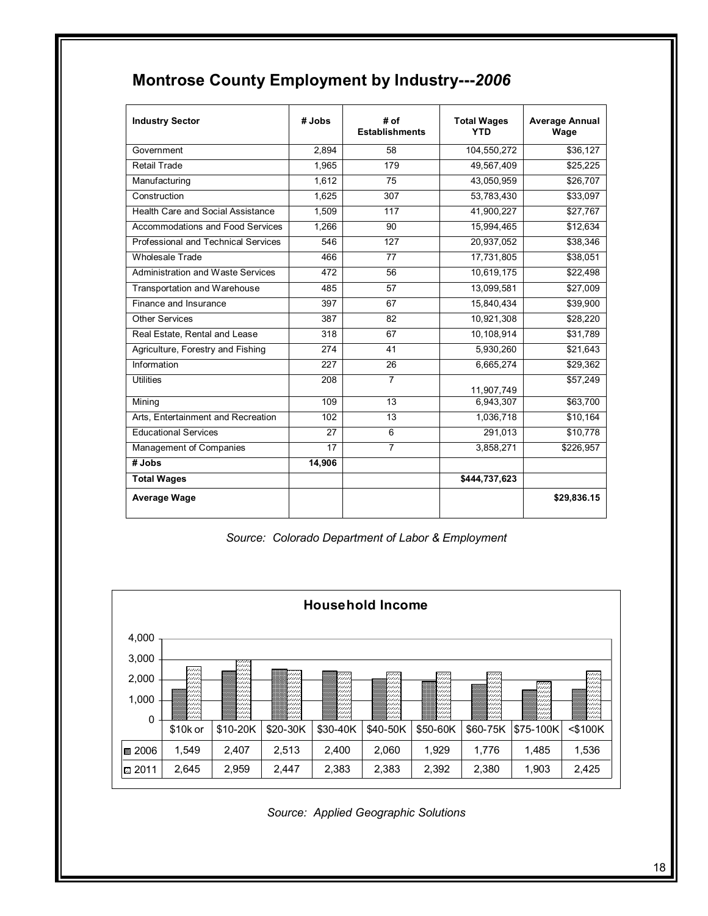## Montrose County Employment by Industry---*2006*

| Industry Sector | # Jobs | # of Establishments | Total Wages YTD | Average Annual Wage |
|---|---|---|---|---|
| Government | 2,894 | 58 | 104,550,272 | $36,127 |
| Retail Trade | 1,965 | 179 | 49,567,409 | $25,225 |
| Manufacturing | 1,612 | 75 | 43,050,959 | $26,707 |
| Construction | 1,625 | 307 | 53,783,430 | $33,097 |
| Health Care and Social Assistance | 1,509 | 117 | 41,900,227 | $27,767 |
| Accommodations and Food Services | 1,266 | 90 | 15,994,465 | $12,634 |
| Professional and Technical Services | 546 | 127 | 20,937,052 | $38,346 |
| Wholesale Trade | 466 | 77 | 17,731,805 | $38,051 |
| Administration and Waste Services | 472 | 56 | 10,619,175 | $22,498 |
| Transportation and Warehouse | 485 | 57 | 13,099,581 | $27,009 |
| Finance and Insurance | 397 | 67 | 15,840,434 | $39,900 |
| Other Services | 387 | 82 | 10,921,308 | $28,220 |
| Real Estate, Rental and Lease | 318 | 67 | 10,108,914 | $31,789 |
| Agriculture, Forestry and Fishing | 274 | 41 | 5,930,260 | $21,643 |
| Information | 227 | 26 | 6,665,274 | $29,362 |
| Utilities | 208 | 7 | 11,907,749 | $57,249 |
| Mining | 109 | 13 | 6,943,307 | $63,700 |
| Arts, Entertainment and Recreation | 102 | 13 | 1,036,718 | $10,164 |
| Educational Services | 27 | 6 | 291,013 | $10,778 |
| Management of Companies | 17 | 7 | 3,858,271 | $226,957 |
| **# Jobs** | **14,906** | | | |
| **Total Wages** | | | **$444,737,623** | |
| **Average Wage** | | | | **$29,836.15** |

*Source: Colorado Department of Labor & Employment*

**Household Income**

| | $10k or | $10-20K | $20-30K | $30-40K | $40-50K | $50-60K | $60-75K | $75-100K | <$100K |
|---|---|---|---|---|---|---|---|---|---|
| 2006 | 1,549 | 2,407 | 2,513 | 2,400 | 2,060 | 1,929 | 1,776 | 1,485 | 1,536 |
| 2011 | 2,645 | 2,959 | 2,447 | 2,383 | 2,383 | 2,392 | 2,380 | 1,903 | 2,425 |

*Source: Applied Geographic Solutions*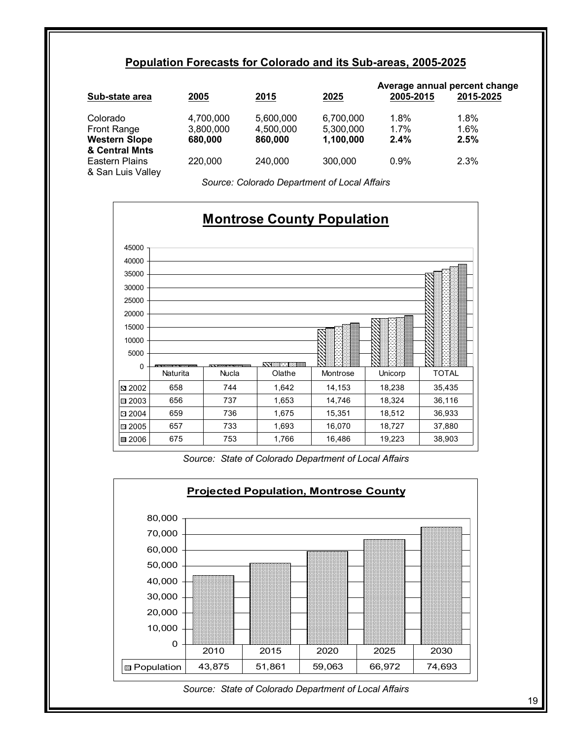## Population Forecasts for Colorado and its Sub-areas, 2005-2025

| Sub-state area | 2005 | 2015 | 2025 | Average annual percent change 2005-2015 | Average annual percent change 2015-2025 |
|---|---|---|---|---|---|
| Colorado | 4,700,000 | 5,600,000 | 6,700,000 | 1.8% | 1.8% |
| Front Range | 3,800,000 | 4,500,000 | 5,300,000 | 1.7% | 1.6% |
| **Western Slope & Central Mnts** | **680,000** | **860,000** | **1,100,000** | **2.4%** | **2.5%** |
| Eastern Plains & San Luis Valley | 220,000 | 240,000 | 300,000 | 0.9% | 2.3% |

*Source: Colorado Department of Local Affairs*

### Montrose County Population

| | Naturita | Nucla | Olathe | Montrose | Unicorp | TOTAL |
|---|---|---|---|---|---|---|
| 2002 | 658 | 744 | 1,642 | 14,153 | 18,238 | 35,435 |
| 2003 | 656 | 737 | 1,653 | 14,746 | 18,324 | 36,116 |
| 2004 | 659 | 736 | 1,675 | 15,351 | 18,512 | 36,933 |
| 2005 | 657 | 733 | 1,693 | 16,070 | 18,727 | 37,880 |
| 2006 | 675 | 753 | 1,766 | 16,486 | 19,223 | 38,903 |

*Source: State of Colorado Department of Local Affairs*

### Projected Population, Montrose County

| | 2010 | 2015 | 2020 | 2025 | 2030 |
|---|---|---|---|---|---|
| Population | 43,875 | 51,861 | 59,063 | 66,972 | 74,693 |

*Source: State of Colorado Department of Local Affairs*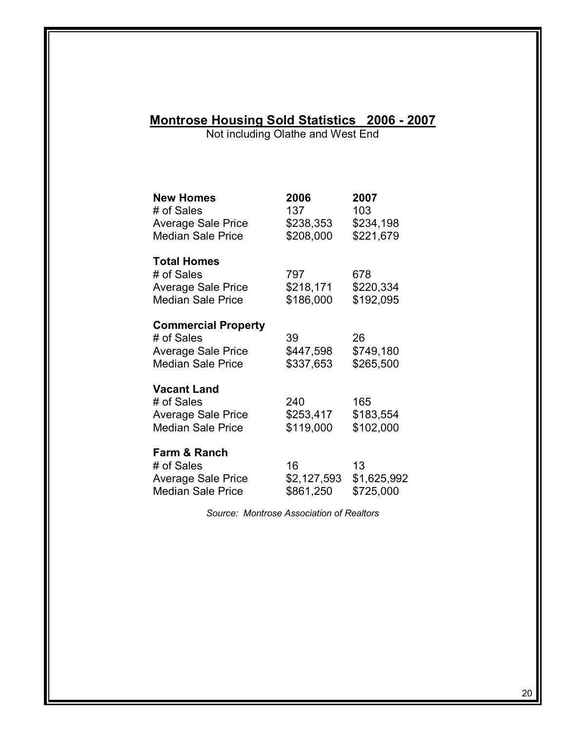## Montrose Housing Sold Statistics 2006 - 2007

Not including Olathe and West End

| | 2006 | 2007 |
|---|---|---|
| **New Homes** | | |
| # of Sales | 137 | 103 |
| Average Sale Price | $238,353 | $234,198 |
| Median Sale Price | $208,000 | $221,679 |
| **Total Homes** | | |
| # of Sales | 797 | 678 |
| Average Sale Price | $218,171 | $220,334 |
| Median Sale Price | $186,000 | $192,095 |
| **Commercial Property** | | |
| # of Sales | 39 | 26 |
| Average Sale Price | $447,598 | $749,180 |
| Median Sale Price | $337,653 | $265,500 |
| **Vacant Land** | | |
| # of Sales | 240 | 165 |
| Average Sale Price | $253,417 | $183,554 |
| Median Sale Price | $119,000 | $102,000 |
| **Farm & Ranch** | | |
| # of Sales | 16 | 13 |
| Average Sale Price | $2,127,593 | $1,625,992 |
| Median Sale Price | $861,250 | $725,000 |

*Source: Montrose Association of Realtors*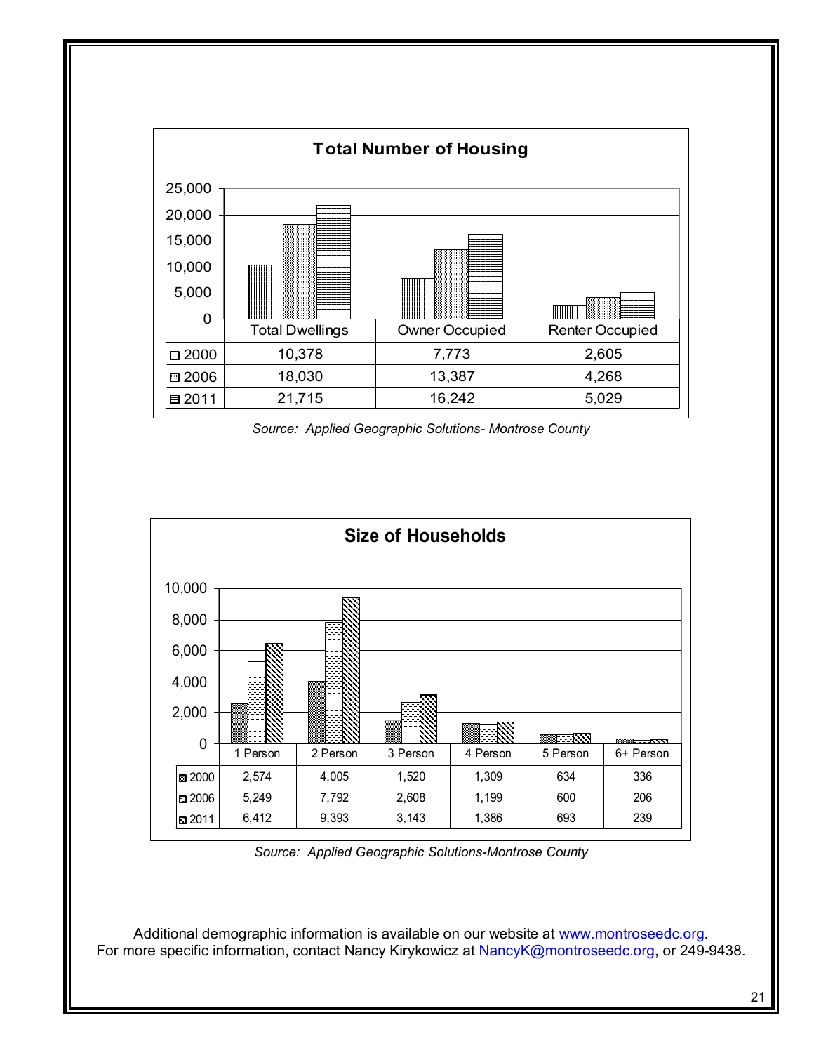**Total Number of Housing**

25,000
20,000
15,000
10,000
5,000
0

| | Total Dwellings | Owner Occupied | Renter Occupied |
|---|---|---|---|
| 2000 | 10,378 | 7,773 | 2,605 |
| 2006 | 18,030 | 13,387 | 4,268 |
| 2011 | 21,715 | 16,242 | 5,029 |

*Source: Applied Geographic Solutions- Montrose County*

**Size of Households**

10,000
8,000
6,000
4,000
2,000
0

| | 1 Person | 2 Person | 3 Person | 4 Person | 5 Person | 6+ Person |
|---|---|---|---|---|---|---|
| 2000 | 2,574 | 4,005 | 1,520 | 1,309 | 634 | 336 |
| 2006 | 5,249 | 7,792 | 2,608 | 1,199 | 600 | 206 |
| 2011 | 6,412 | 9,393 | 3,143 | 1,386 | 693 | 239 |

*Source: Applied Geographic Solutions-Montrose County*

Additional demographic information is available on our website at www.montroseedc.org.
For more specific information, contact Nancy Kirykowicz at NancyK@montroseedc.org, or 249-9438.